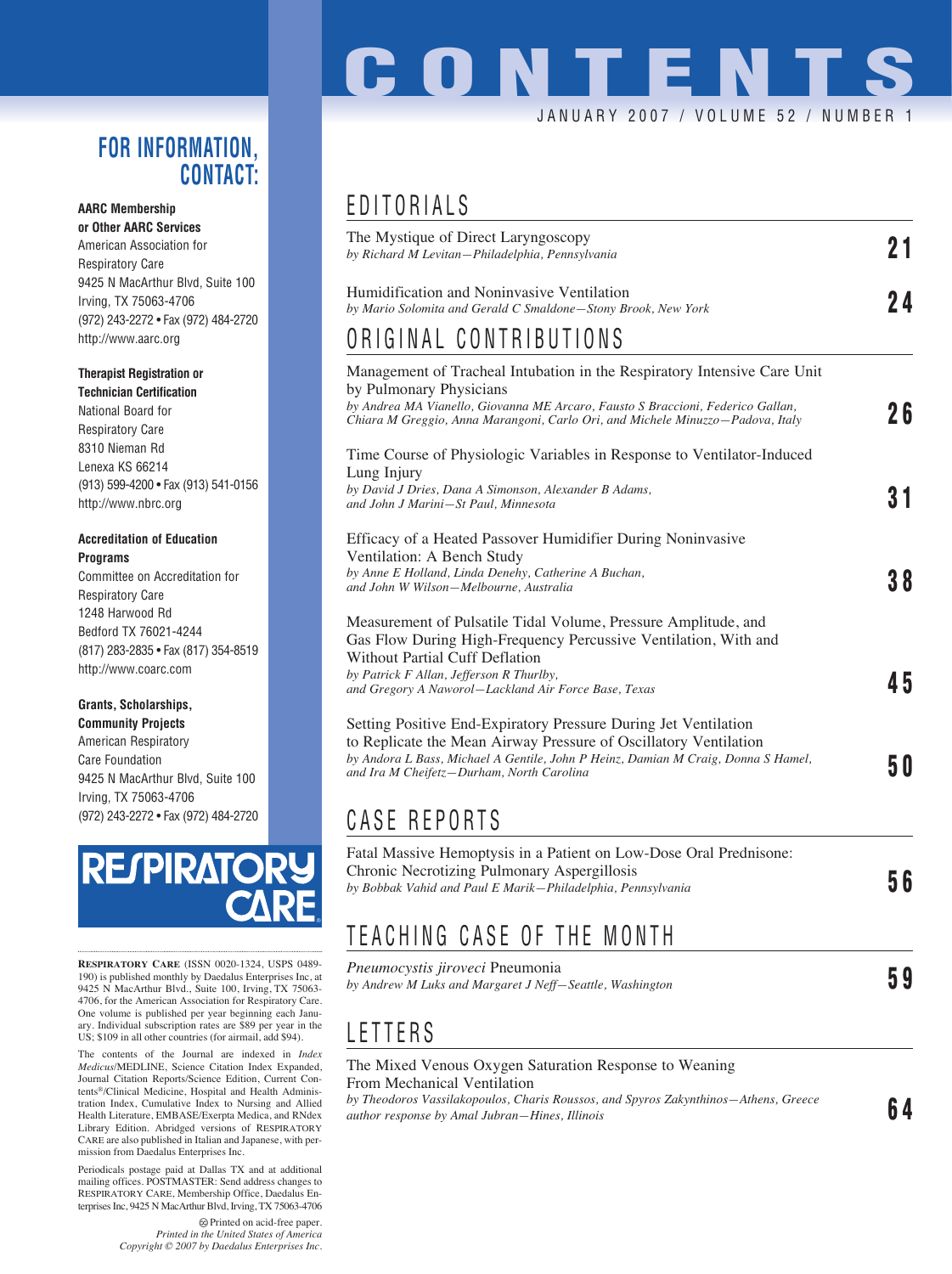# CONTENTS

JANUARY 2007 / VOLUME 52 / NUMBER 1

## FOR INFORMATION, CONTACT:

**AARC Membership or Other AARC Services**
American Association for Respiratory Care
9425 N MacArthur Blvd, Suite 100
Irving, TX 75063-4706
(972) 243-2272 • Fax (972) 484-2720
http://www.aarc.org

**Therapist Registration or Technician Certification**
National Board for Respiratory Care
8310 Nieman Rd
Lenexa KS 66214
(913) 599-4200 • Fax (913) 541-0156
http://www.nbrc.org

**Accreditation of Education Programs**
Committee on Accreditation for Respiratory Care
1248 Harwood Rd
Bedford TX 76021-4244
(817) 283-2835 • Fax (817) 354-8519
http://www.coarc.com

**Grants, Scholarships, Community Projects**
American Respiratory Care Foundation
9425 N MacArthur Blvd, Suite 100
Irving, TX 75063-4706
(972) 243-2272 • Fax (972) 484-2720

RESPIRATORY CARE

**RESPIRATORY CARE** (ISSN 0020-1324, USPS 0489-190) is published monthly by Daedalus Enterprises Inc, at 9425 N MacArthur Blvd., Suite 100, Irving, TX 75063-4706, for the American Association for Respiratory Care. One volume is published per year beginning each January. Individual subscription rates are $89 per year in the US; $109 in all other countries (for airmail, add $94).

The contents of the Journal are indexed in *Index Medicus*/MEDLINE, Science Citation Index Expanded, Journal Citation Reports/Science Edition, Current Contents®/Clinical Medicine, Hospital and Health Administration Index, Cumulative Index to Nursing and Allied Health Literature, EMBASE/Exerpta Medica, and RNdex Library Edition. Abridged versions of RESPIRATORY CARE are also published in Italian and Japanese, with permission from Daedalus Enterprises Inc.

Periodicals postage paid at Dallas TX and at additional mailing offices. POSTMASTER: Send address changes to RESPIRATORY CARE, Membership Office, Daedalus Enterprises Inc, 9425 N MacArthur Blvd, Irving, TX 75063-4706

Printed on acid-free paper.
*Printed in the United States of America*
*Copyright © 2007 by Daedalus Enterprises Inc.*

## EDITORIALS

The Mystique of Direct Laryngoscopy
*by Richard M Levitan—Philadelphia, Pennsylvania* — **21**

Humidification and Noninvasive Ventilation
*by Mario Solomita and Gerald C Smaldone—Stony Brook, New York* — **24**

## ORIGINAL CONTRIBUTIONS

Management of Tracheal Intubation in the Respiratory Intensive Care Unit by Pulmonary Physicians
*by Andrea MA Vianello, Giovanna ME Arcaro, Fausto S Braccioni, Federico Gallan, Chiara M Greggio, Anna Marangoni, Carlo Ori, and Michele Minuzzo—Padova, Italy* — **26**

Time Course of Physiologic Variables in Response to Ventilator-Induced Lung Injury
*by David J Dries, Dana A Simonson, Alexander B Adams, and John J Marini—St Paul, Minnesota* — **31**

Efficacy of a Heated Passover Humidifier During Noninvasive Ventilation: A Bench Study
*by Anne E Holland, Linda Denehy, Catherine A Buchan, and John W Wilson—Melbourne, Australia* — **38**

Measurement of Pulsatile Tidal Volume, Pressure Amplitude, and Gas Flow During High-Frequency Percussive Ventilation, With and Without Partial Cuff Deflation
*by Patrick F Allan, Jefferson R Thurlby, and Gregory A Naworol—Lackland Air Force Base, Texas* — **45**

Setting Positive End-Expiratory Pressure During Jet Ventilation to Replicate the Mean Airway Pressure of Oscillatory Ventilation
*by Andora L Bass, Michael A Gentile, John P Heinz, Damian M Craig, Donna S Hamel, and Ira M Cheifetz—Durham, North Carolina* — **50**

## CASE REPORTS

Fatal Massive Hemoptysis in a Patient on Low-Dose Oral Prednisone: Chronic Necrotizing Pulmonary Aspergillosis
*by Bobbak Vahid and Paul E Marik—Philadelphia, Pennsylvania* — **56**

## TEACHING CASE OF THE MONTH

*Pneumocystis jiroveci* Pneumonia
*by Andrew M Luks and Margaret J Neff—Seattle, Washington* — **59**

## LETTERS

The Mixed Venous Oxygen Saturation Response to Weaning From Mechanical Ventilation
*by Theodoros Vassilakopoulos, Charis Roussos, and Spyros Zakynthinos—Athens, Greece*
*author response by Amal Jubran—Hines, Illinois* — **64**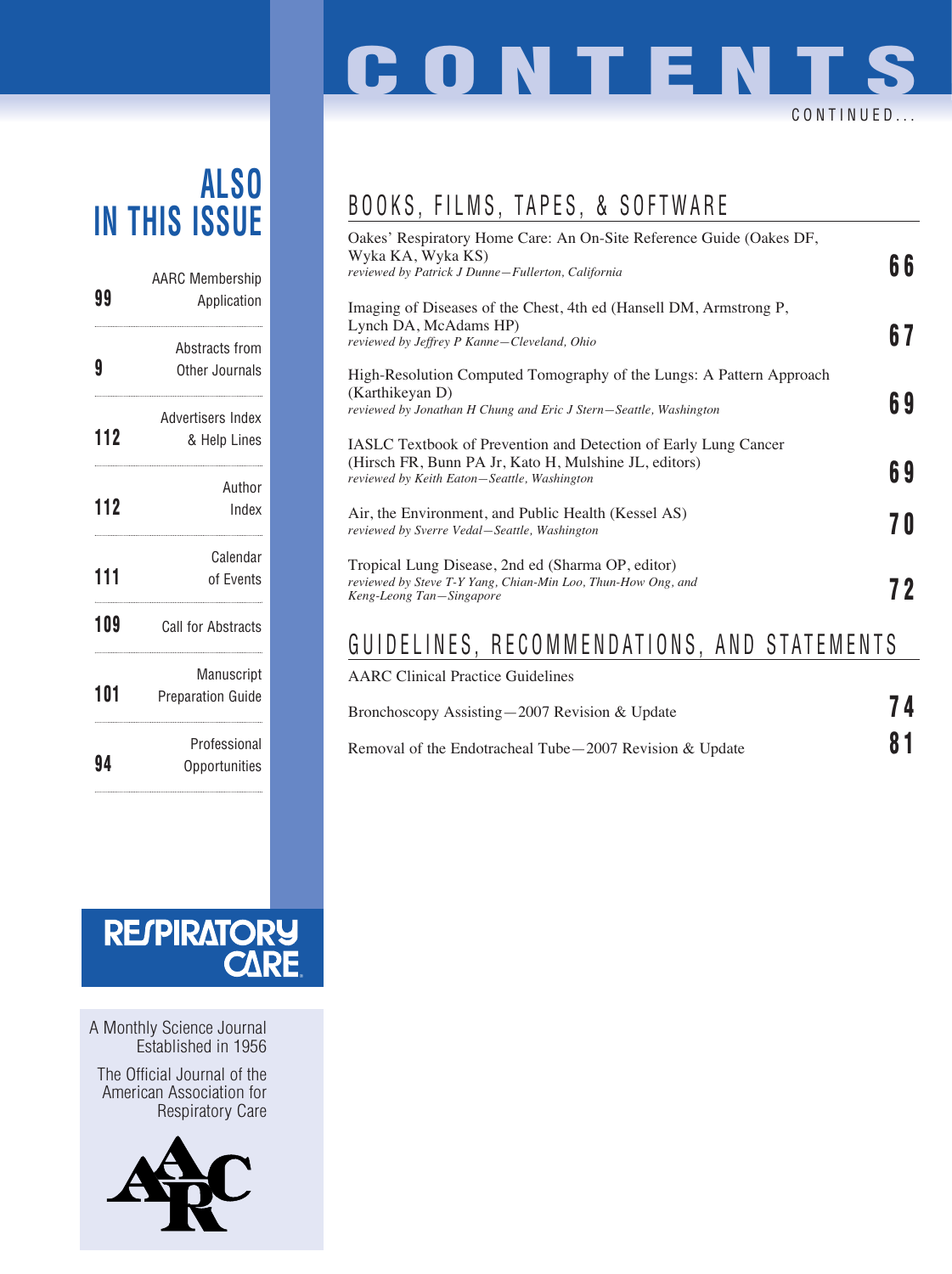# CONTENTS

CONTINUED...

## BOOKS, FILMS, TAPES, & SOFTWARE

Oakes' Respiratory Home Care: An On-Site Reference Guide (Oakes DF, Wyka KA, Wyka KS)
*reviewed by Patrick J Dunne—Fullerton, California* **66**

Imaging of Diseases of the Chest, 4th ed (Hansell DM, Armstrong P, Lynch DA, McAdams HP)
*reviewed by Jeffrey P Kanne—Cleveland, Ohio* **67**

High-Resolution Computed Tomography of the Lungs: A Pattern Approach (Karthikeyan D)
*reviewed by Jonathan H Chung and Eric J Stern—Seattle, Washington* **69**

IASLC Textbook of Prevention and Detection of Early Lung Cancer (Hirsch FR, Bunn PA Jr, Kato H, Mulshine JL, editors)
*reviewed by Keith Eaton—Seattle, Washington* **69**

Air, the Environment, and Public Health (Kessel AS)
*reviewed by Sverre Vedal—Seattle, Washington* **70**

Tropical Lung Disease, 2nd ed (Sharma OP, editor)
*reviewed by Steve T-Y Yang, Chian-Min Loo, Thun-How Ong, and Keng-Leong Tan—Singapore* **72**

## GUIDELINES, RECOMMENDATIONS, AND STATEMENTS

AARC Clinical Practice Guidelines

Bronchoscopy Assisting—2007 Revision & Update **74**

Removal of the Endotracheal Tube—2007 Revision & Update **81**

## ALSO IN THIS ISSUE

| | |
|---|---|
| 99 | AARC Membership Application |
| 9 | Abstracts from Other Journals |
| 112 | Advertisers Index & Help Lines |
| 112 | Author Index |
| 111 | Calendar of Events |
| 109 | Call for Abstracts |
| 101 | Manuscript Preparation Guide |
| 94 | Professional Opportunities |

RESPIRATORY CARE

A Monthly Science Journal Established in 1956

The Official Journal of the American Association for Respiratory Care

AARC